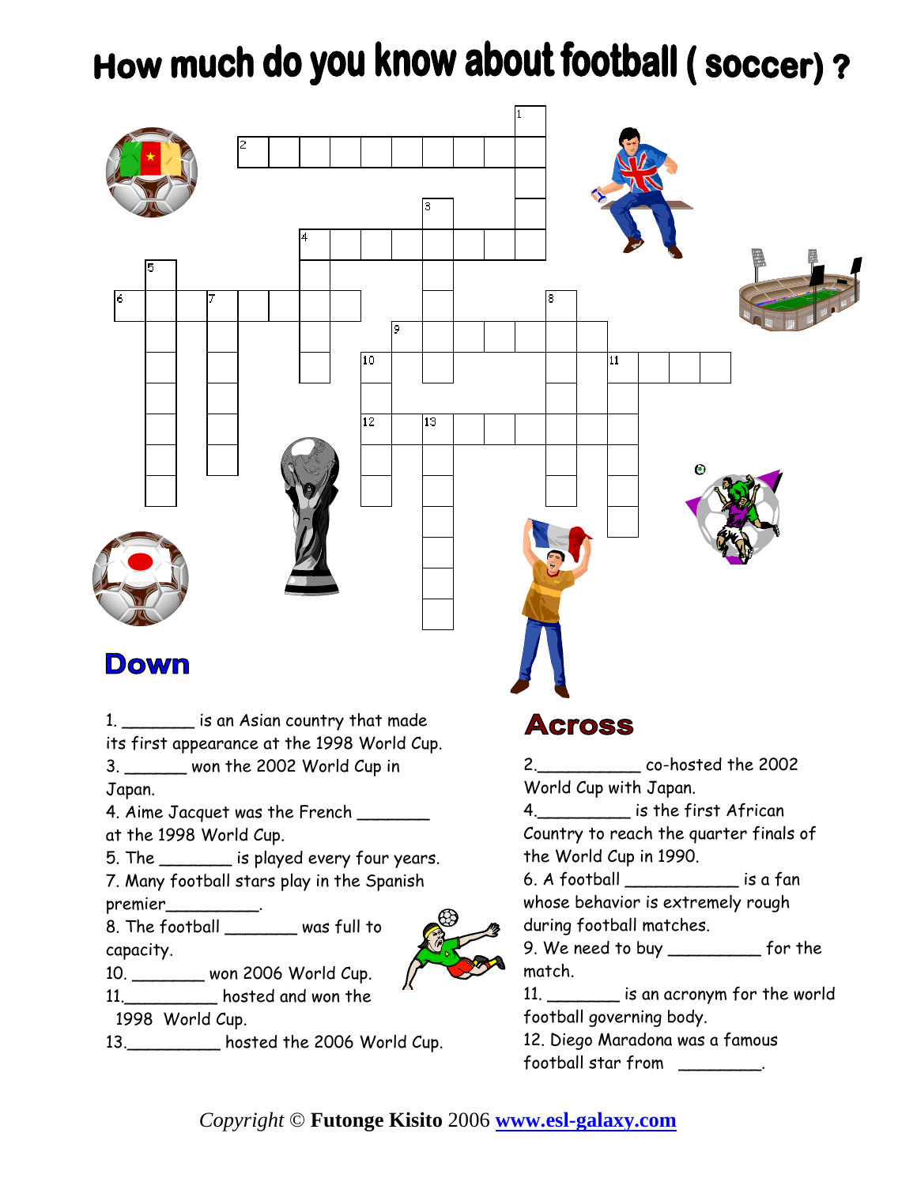# How much do you know about football ( soccer) ?

## Down

1. _______ is an Asian country that made its first appearance at the 1998 World Cup.
3. ______ won the 2002 World Cup in Japan.
4. Aime Jacquet was the French _______ at the 1998 World Cup.
5. The _______ is played every four years.
7. Many football stars play in the Spanish premier_________.
8. The football _______ was full to capacity.
10. _______ won 2006 World Cup.
11. _________ hosted and won the 1998 World Cup.
13. _________ hosted the 2006 World Cup.

## Across

2. __________ co-hosted the 2002 World Cup with Japan.
4. _________ is the first African Country to reach the quarter finals of the World Cup in 1990.
6. A football ___________ is a fan whose behavior is extremely rough during football matches.
9. We need to buy _________ for the match.
11. _______ is an acronym for the world football governing body.
12. Diego Maradona was a famous football star from ________.

*Copyright* © **Futonge Kisito** 2006 **www.esl-galaxy.com**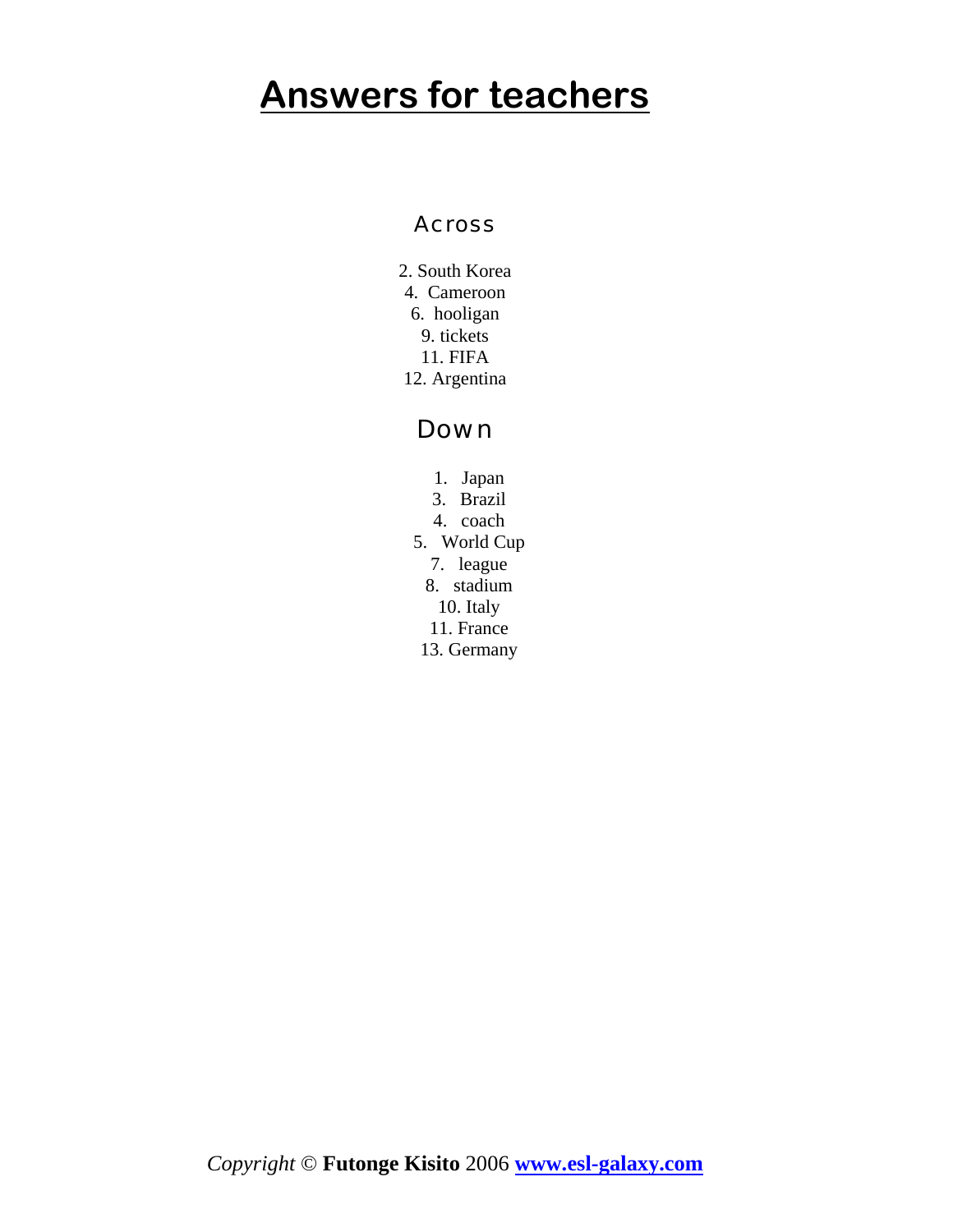# Answers for teachers

## Across

2. South Korea
4. Cameroon
6. hooligan
9. tickets
11. FIFA
12. Argentina

## Down

1. Japan
3. Brazil
4. coach
5. World Cup
7. league
8. stadium
10. Italy
11. France
13. Germany

*Copyright* © **Futonge Kisito** 2006 **www.esl-galaxy.com**